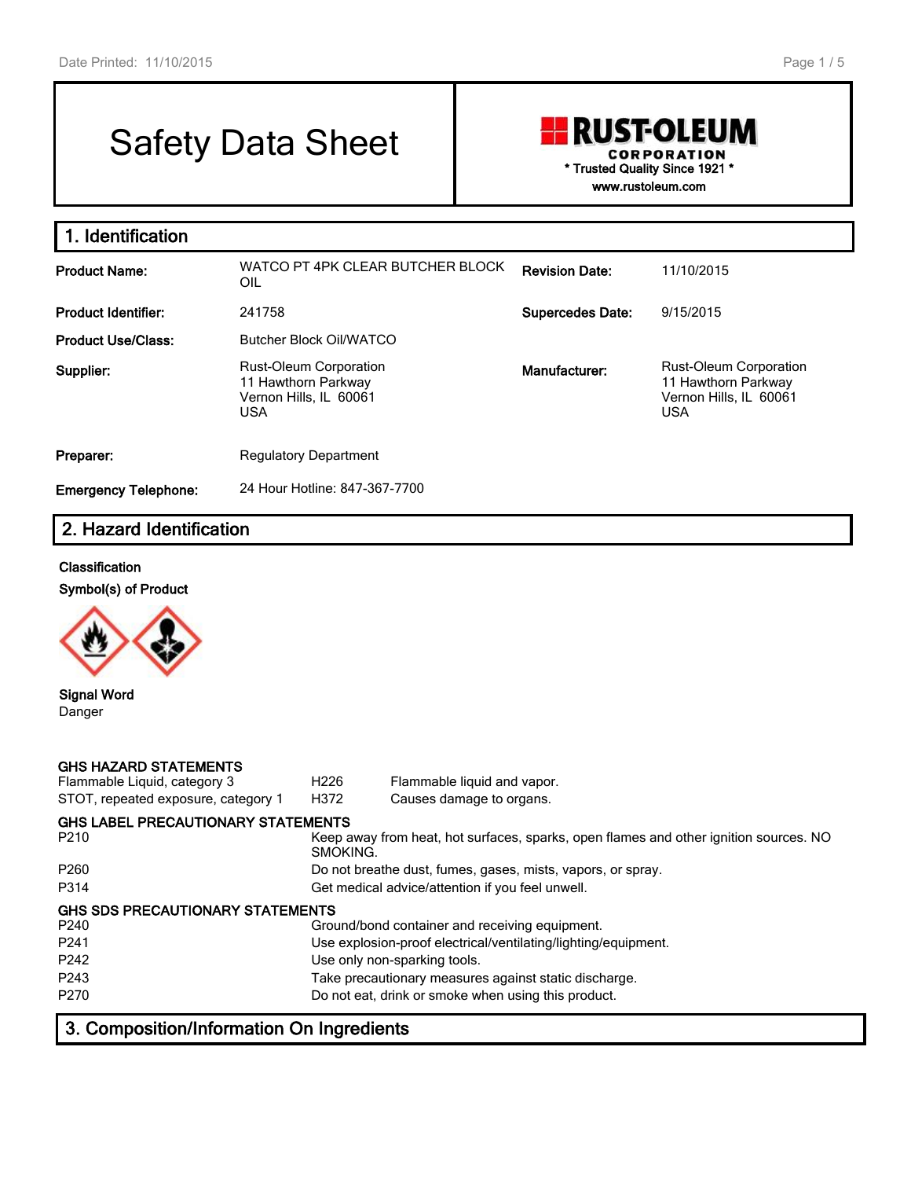# Safety Data Sheet

**RUST-OLEUM CORPORATION**
\* Trusted Quality Since 1921 \*
www.rustoleum.com

## 1. Identification

| | | | |
|---|---|---|---|
| **Product Name:** | WATCO PT 4PK CLEAR BUTCHER BLOCK OIL | **Revision Date:** | 11/10/2015 |
| **Product Identifier:** | 241758 | **Supercedes Date:** | 9/15/2015 |
| **Product Use/Class:** | Butcher Block Oil/WATCO | | |
| **Supplier:** | Rust-Oleum Corporation<br>11 Hawthorn Parkway<br>Vernon Hills, IL 60061<br>USA | **Manufacturer:** | Rust-Oleum Corporation<br>11 Hawthorn Parkway<br>Vernon Hills, IL 60061<br>USA |
| **Preparer:** | Regulatory Department | | |
| **Emergency Telephone:** | 24 Hour Hotline: 847-367-7700 | | |

## 2. Hazard Identification

**Classification**

**Symbol(s) of Product**

**Signal Word**
Danger

**GHS HAZARD STATEMENTS**

| | | |
|---|---|---|
| Flammable Liquid, category 3 | H226 | Flammable liquid and vapor. |
| STOT, repeated exposure, category 1 | H372 | Causes damage to organs. |

**GHS LABEL PRECAUTIONARY STATEMENTS**

| | |
|---|---|
| P210 | Keep away from heat, hot surfaces, sparks, open flames and other ignition sources. NO SMOKING. |
| P260 | Do not breathe dust, fumes, gases, mists, vapors, or spray. |
| P314 | Get medical advice/attention if you feel unwell. |

**GHS SDS PRECAUTIONARY STATEMENTS**

| | |
|---|---|
| P240 | Ground/bond container and receiving equipment. |
| P241 | Use explosion-proof electrical/ventilating/lighting/equipment. |
| P242 | Use only non-sparking tools. |
| P243 | Take precautionary measures against static discharge. |
| P270 | Do not eat, drink or smoke when using this product. |

## 3. Composition/Information On Ingredients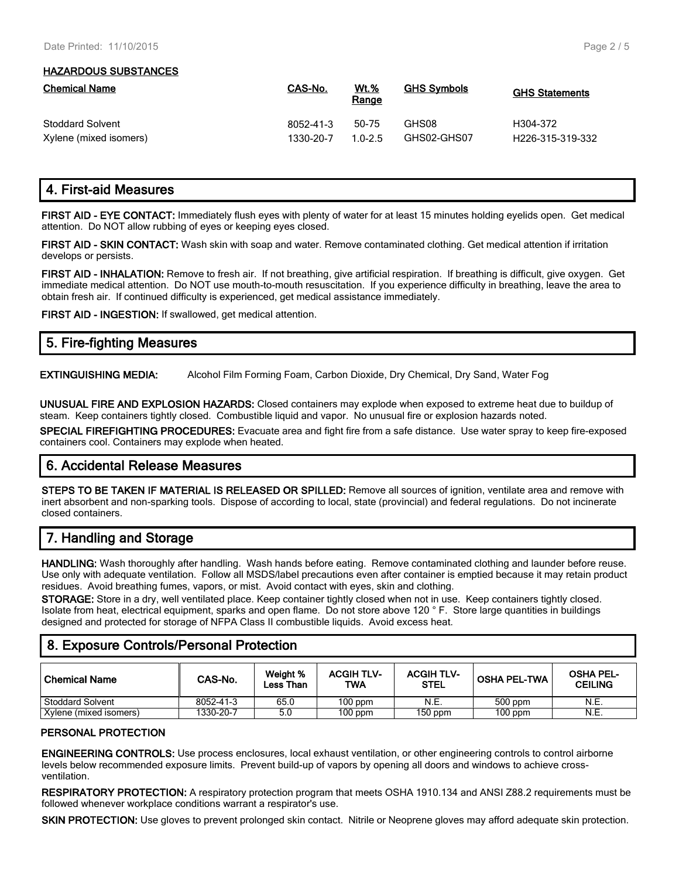**HAZARDOUS SUBSTANCES**

| Chemical Name | CAS-No. | Wt.% Range | GHS Symbols | GHS Statements |
|---|---|---|---|---|
| Stoddard Solvent | 8052-41-3 | 50-75 | GHS08 | H304-372 |
| Xylene (mixed isomers) | 1330-20-7 | 1.0-2.5 | GHS02-GHS07 | H226-315-319-332 |

## 4. First-aid Measures

**FIRST AID - EYE CONTACT:** Immediately flush eyes with plenty of water for at least 15 minutes holding eyelids open. Get medical attention. Do NOT allow rubbing of eyes or keeping eyes closed.

**FIRST AID - SKIN CONTACT:** Wash skin with soap and water. Remove contaminated clothing. Get medical attention if irritation develops or persists.

**FIRST AID - INHALATION:** Remove to fresh air. If not breathing, give artificial respiration. If breathing is difficult, give oxygen. Get immediate medical attention. Do NOT use mouth-to-mouth resuscitation. If you experience difficulty in breathing, leave the area to obtain fresh air. If continued difficulty is experienced, get medical assistance immediately.

**FIRST AID - INGESTION:** If swallowed, get medical attention.

## 5. Fire-fighting Measures

**EXTINGUISHING MEDIA:** Alcohol Film Forming Foam, Carbon Dioxide, Dry Chemical, Dry Sand, Water Fog

**UNUSUAL FIRE AND EXPLOSION HAZARDS:** Closed containers may explode when exposed to extreme heat due to buildup of steam. Keep containers tightly closed. Combustible liquid and vapor. No unusual fire or explosion hazards noted.

**SPECIAL FIREFIGHTING PROCEDURES:** Evacuate area and fight fire from a safe distance. Use water spray to keep fire-exposed containers cool. Containers may explode when heated.

## 6. Accidental Release Measures

**STEPS TO BE TAKEN IF MATERIAL IS RELEASED OR SPILLED:** Remove all sources of ignition, ventilate area and remove with inert absorbent and non-sparking tools. Dispose of according to local, state (provincial) and federal regulations. Do not incinerate closed containers.

## 7. Handling and Storage

**HANDLING:** Wash thoroughly after handling. Wash hands before eating. Remove contaminated clothing and launder before reuse. Use only with adequate ventilation. Follow all MSDS/label precautions even after container is emptied because it may retain product residues. Avoid breathing fumes, vapors, or mist. Avoid contact with eyes, skin and clothing.

**STORAGE:** Store in a dry, well ventilated place. Keep container tightly closed when not in use. Keep containers tightly closed. Isolate from heat, electrical equipment, sparks and open flame. Do not store above 120 ° F. Store large quantities in buildings designed and protected for storage of NFPA Class II combustible liquids. Avoid excess heat.

## 8. Exposure Controls/Personal Protection

| Chemical Name | CAS-No. | Weight % Less Than | ACGIH TLV-TWA | ACGIH TLV-STEL | OSHA PEL-TWA | OSHA PEL-CEILING |
|---|---|---|---|---|---|---|
| Stoddard Solvent | 8052-41-3 | 65.0 | 100 ppm | N.E. | 500 ppm | N.E. |
| Xylene (mixed isomers) | 1330-20-7 | 5.0 | 100 ppm | 150 ppm | 100 ppm | N.E. |

**PERSONAL PROTECTION**

**ENGINEERING CONTROLS:** Use process enclosures, local exhaust ventilation, or other engineering controls to control airborne levels below recommended exposure limits. Prevent build-up of vapors by opening all doors and windows to achieve cross-ventilation.

**RESPIRATORY PROTECTION:** A respiratory protection program that meets OSHA 1910.134 and ANSI Z88.2 requirements must be followed whenever workplace conditions warrant a respirator's use.

**SKIN PROTECTION:** Use gloves to prevent prolonged skin contact. Nitrile or Neoprene gloves may afford adequate skin protection.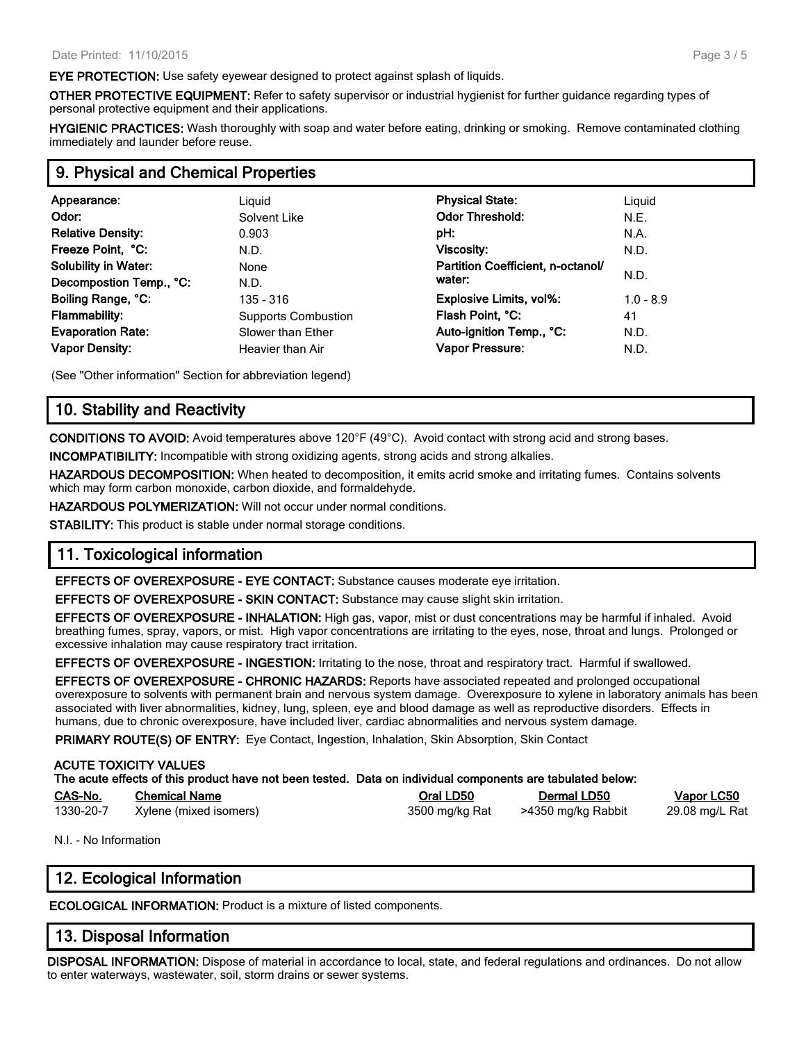**EYE PROTECTION:** Use safety eyewear designed to protect against splash of liquids.

**OTHER PROTECTIVE EQUIPMENT:** Refer to safety supervisor or industrial hygienist for further guidance regarding types of personal protective equipment and their applications.

**HYGIENIC PRACTICES:** Wash thoroughly with soap and water before eating, drinking or smoking. Remove contaminated clothing immediately and launder before reuse.

## 9. Physical and Chemical Properties

| | | | |
|---|---|---|---|
| **Appearance:** | Liquid | **Physical State:** | Liquid |
| **Odor:** | Solvent Like | **Odor Threshold:** | N.E. |
| **Relative Density:** | 0.903 | **pH:** | N.A. |
| **Freeze Point, °C:** | N.D. | **Viscosity:** | N.D. |
| **Solubility in Water:** | None | **Partition Coefficient, n-octanol/ water:** | N.D. |
| **Decompostion Temp., °C:** | N.D. | | |
| **Boiling Range, °C:** | 135 - 316 | **Explosive Limits, vol%:** | 1.0 - 8.9 |
| **Flammability:** | Supports Combustion | **Flash Point, °C:** | 41 |
| **Evaporation Rate:** | Slower than Ether | **Auto-ignition Temp., °C:** | N.D. |
| **Vapor Density:** | Heavier than Air | **Vapor Pressure:** | N.D. |

(See "Other information" Section for abbreviation legend)

## 10. Stability and Reactivity

**CONDITIONS TO AVOID:** Avoid temperatures above 120°F (49°C). Avoid contact with strong acid and strong bases.

**INCOMPATIBILITY:** Incompatible with strong oxidizing agents, strong acids and strong alkalies.

**HAZARDOUS DECOMPOSITION:** When heated to decomposition, it emits acrid smoke and irritating fumes. Contains solvents which may form carbon monoxide, carbon dioxide, and formaldehyde.

**HAZARDOUS POLYMERIZATION:** Will not occur under normal conditions.

**STABILITY:** This product is stable under normal storage conditions.

## 11. Toxicological information

**EFFECTS OF OVEREXPOSURE - EYE CONTACT:** Substance causes moderate eye irritation.

**EFFECTS OF OVEREXPOSURE - SKIN CONTACT:** Substance may cause slight skin irritation.

**EFFECTS OF OVEREXPOSURE - INHALATION:** High gas, vapor, mist or dust concentrations may be harmful if inhaled. Avoid breathing fumes, spray, vapors, or mist. High vapor concentrations are irritating to the eyes, nose, throat and lungs. Prolonged or excessive inhalation may cause respiratory tract irritation.

**EFFECTS OF OVEREXPOSURE - INGESTION:** Irritating to the nose, throat and respiratory tract. Harmful if swallowed.

**EFFECTS OF OVEREXPOSURE - CHRONIC HAZARDS:** Reports have associated repeated and prolonged occupational overexposure to solvents with permanent brain and nervous system damage. Overexposure to xylene in laboratory animals has been associated with liver abnormalities, kidney, lung, spleen, eye and blood damage as well as reproductive disorders. Effects in humans, due to chronic overexposure, have included liver, cardiac abnormalities and nervous system damage.

**PRIMARY ROUTE(S) OF ENTRY:** Eye Contact, Ingestion, Inhalation, Skin Absorption, Skin Contact

**ACUTE TOXICITY VALUES**
**The acute effects of this product have not been tested. Data on individual components are tabulated below:**

| CAS-No. | Chemical Name | Oral LD50 | Dermal LD50 | Vapor LC50 |
|---|---|---|---|---|
| 1330-20-7 | Xylene (mixed isomers) | 3500 mg/kg Rat | >4350 mg/kg Rabbit | 29.08 mg/L Rat |

N.I. - No Information

## 12. Ecological Information

**ECOLOGICAL INFORMATION:** Product is a mixture of listed components.

## 13. Disposal Information

**DISPOSAL INFORMATION:** Dispose of material in accordance to local, state, and federal regulations and ordinances. Do not allow to enter waterways, wastewater, soil, storm drains or sewer systems.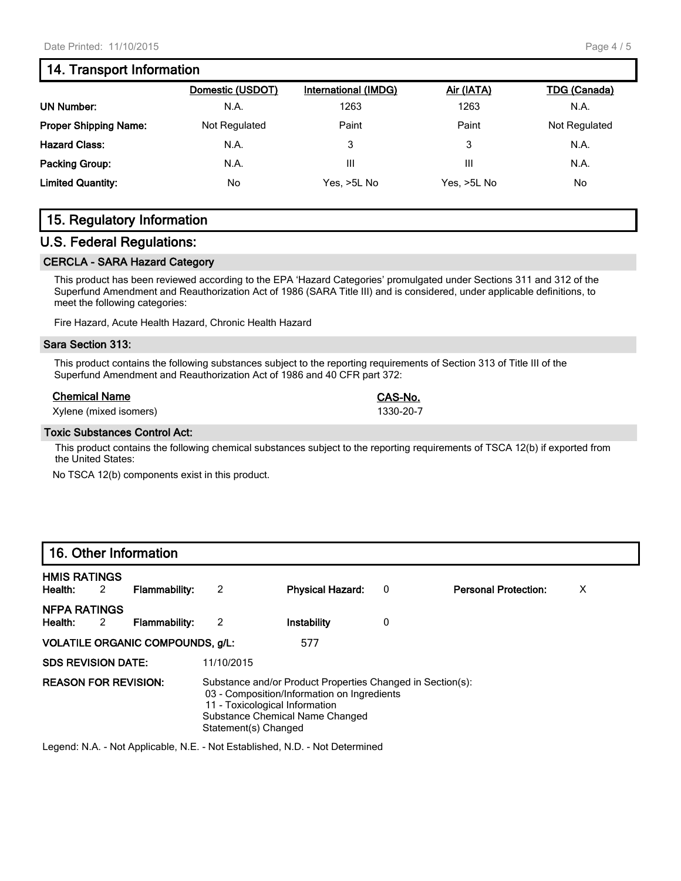## 14. Transport Information

| | Domestic (USDOT) | International (IMDG) | Air (IATA) | TDG (Canada) |
|---|---|---|---|---|
| **UN Number:** | N.A. | 1263 | 1263 | N.A. |
| **Proper Shipping Name:** | Not Regulated | Paint | Paint | Not Regulated |
| **Hazard Class:** | N.A. | 3 | 3 | N.A. |
| **Packing Group:** | N.A. | III | III | N.A. |
| **Limited Quantity:** | No | Yes, >5L No | Yes, >5L No | No |

## 15. Regulatory Information

## U.S. Federal Regulations:

### CERCLA - SARA Hazard Category

This product has been reviewed according to the EPA 'Hazard Categories' promulgated under Sections 311 and 312 of the Superfund Amendment and Reauthorization Act of 1986 (SARA Title III) and is considered, under applicable definitions, to meet the following categories:

Fire Hazard, Acute Health Hazard, Chronic Health Hazard

### Sara Section 313:

This product contains the following substances subject to the reporting requirements of Section 313 of Title III of the Superfund Amendment and Reauthorization Act of 1986 and 40 CFR part 372:

| Chemical Name | CAS-No. |
|---|---|
| Xylene (mixed isomers) | 1330-20-7 |

### Toxic Substances Control Act:

This product contains the following chemical substances subject to the reporting requirements of TSCA 12(b) if exported from the United States:

No TSCA 12(b) components exist in this product.

## 16. Other Information

**HMIS RATINGS**

**Health:** 2 **Flammability:** 2 **Physical Hazard:** 0 **Personal Protection:** X

**NFPA RATINGS**

**Health:** 2 **Flammability:** 2 **Instability** 0

**VOLATILE ORGANIC COMPOUNDS, g/L:** 577

**SDS REVISION DATE:** 11/10/2015

**REASON FOR REVISION:** Substance and/or Product Properties Changed in Section(s):
- 03 - Composition/Information on Ingredients
- 11 - Toxicological Information

Substance Chemical Name Changed
Statement(s) Changed

Legend: N.A. - Not Applicable, N.E. - Not Established, N.D. - Not Determined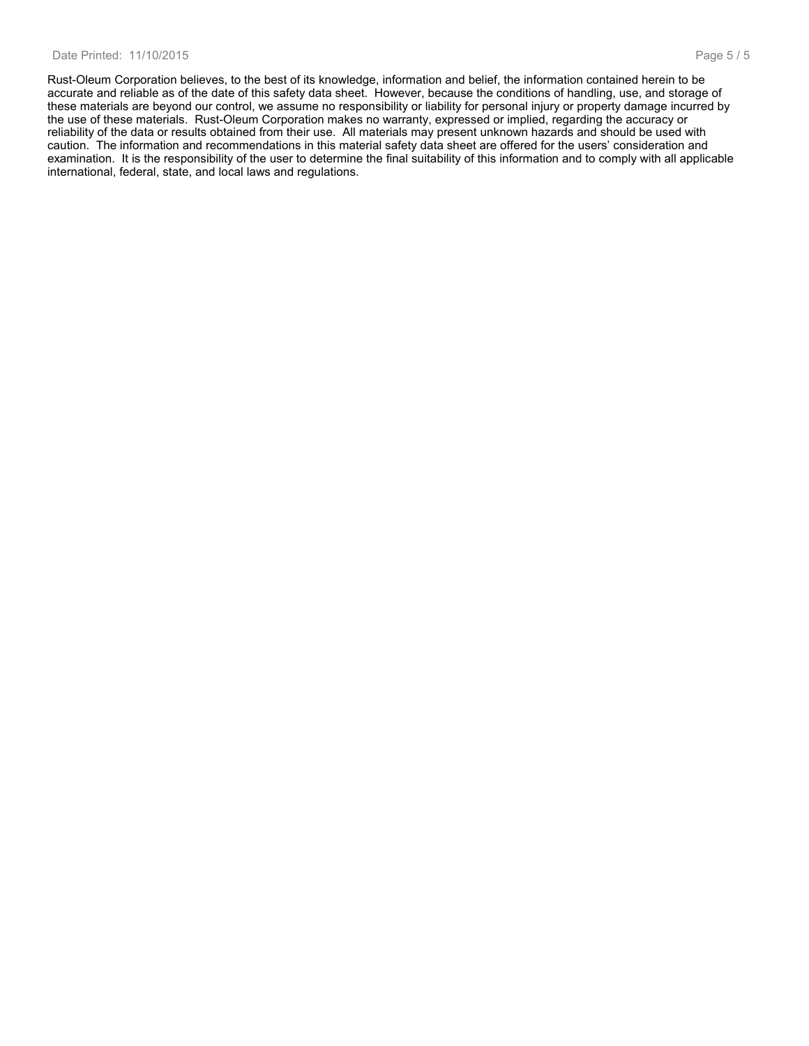Rust-Oleum Corporation believes, to the best of its knowledge, information and belief, the information contained herein to be accurate and reliable as of the date of this safety data sheet. However, because the conditions of handling, use, and storage of these materials are beyond our control, we assume no responsibility or liability for personal injury or property damage incurred by the use of these materials. Rust-Oleum Corporation makes no warranty, expressed or implied, regarding the accuracy or reliability of the data or results obtained from their use. All materials may present unknown hazards and should be used with caution. The information and recommendations in this material safety data sheet are offered for the users' consideration and examination. It is the responsibility of the user to determine the final suitability of this information and to comply with all applicable international, federal, state, and local laws and regulations.